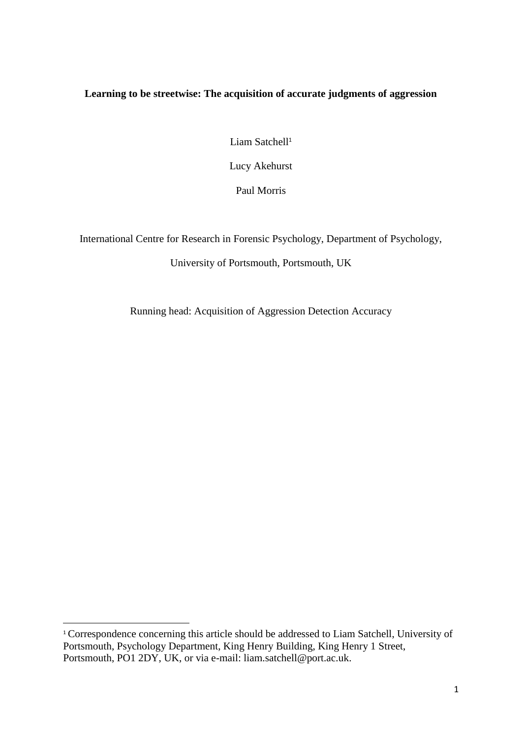**Learning to be streetwise: The acquisition of accurate judgments of aggression**

Liam Satchell[1]

Lucy Akehurst

Paul Morris

International Centre for Research in Forensic Psychology, Department of Psychology,

University of Portsmouth, Portsmouth, UK

Running head: Acquisition of Aggression Detection Accuracy

[1] Correspondence concerning this article should be addressed to Liam Satchell, University of Portsmouth, Psychology Department, King Henry Building, King Henry 1 Street, Portsmouth, PO1 2DY, UK, or via e-mail: liam.satchell@port.ac.uk.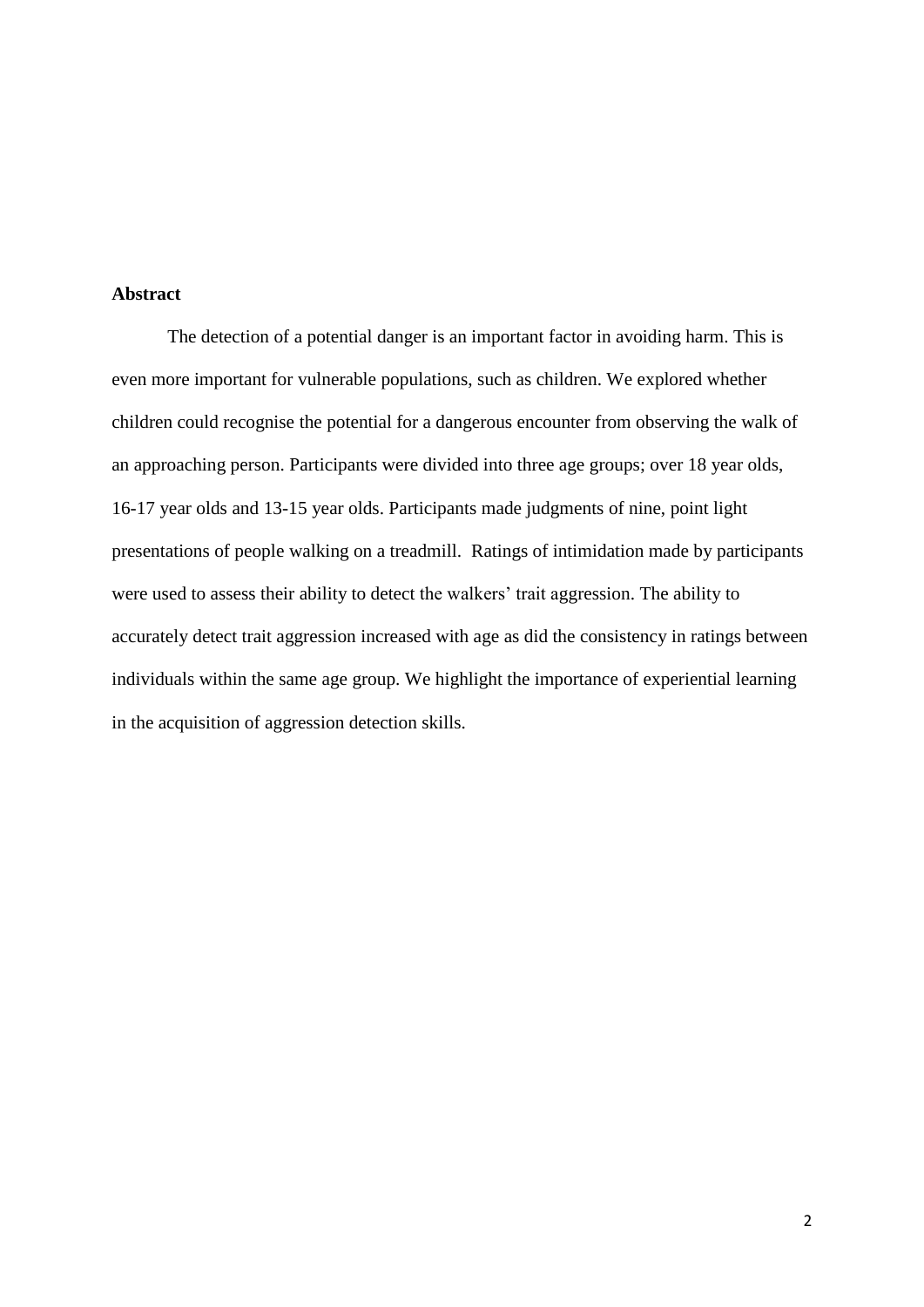**Abstract**

The detection of a potential danger is an important factor in avoiding harm. This is even more important for vulnerable populations, such as children. We explored whether children could recognise the potential for a dangerous encounter from observing the walk of an approaching person. Participants were divided into three age groups; over 18 year olds, 16-17 year olds and 13-15 year olds. Participants made judgments of nine, point light presentations of people walking on a treadmill.  Ratings of intimidation made by participants were used to assess their ability to detect the walkers' trait aggression. The ability to accurately detect trait aggression increased with age as did the consistency in ratings between individuals within the same age group. We highlight the importance of experiential learning in the acquisition of aggression detection skills.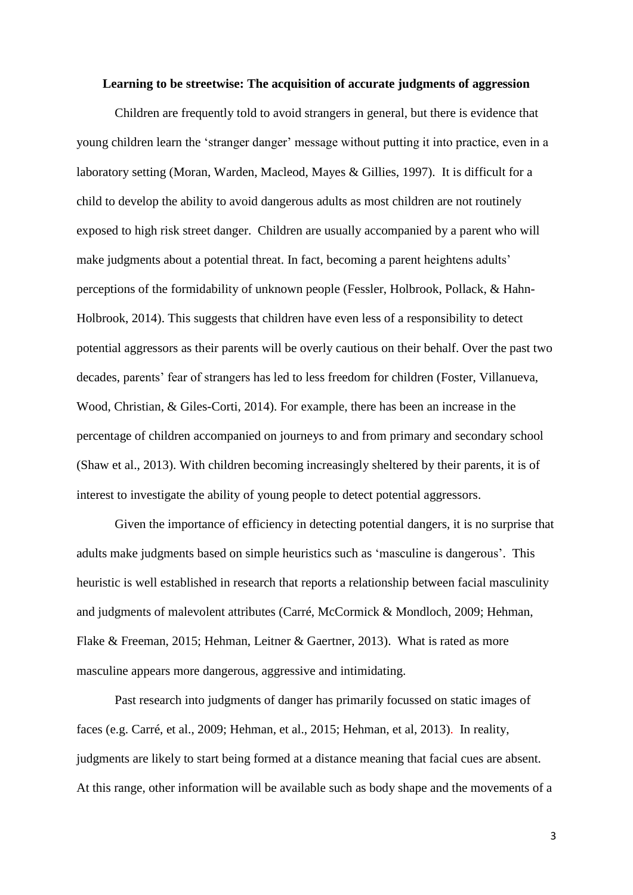# Learning to be streetwise: The acquisition of accurate judgments of aggression

Children are frequently told to avoid strangers in general, but there is evidence that young children learn the 'stranger danger' message without putting it into practice, even in a laboratory setting (Moran, Warden, Macleod, Mayes & Gillies, 1997). It is difficult for a child to develop the ability to avoid dangerous adults as most children are not routinely exposed to high risk street danger. Children are usually accompanied by a parent who will make judgments about a potential threat. In fact, becoming a parent heightens adults' perceptions of the formidability of unknown people (Fessler, Holbrook, Pollack, & Hahn-Holbrook, 2014). This suggests that children have even less of a responsibility to detect potential aggressors as their parents will be overly cautious on their behalf. Over the past two decades, parents' fear of strangers has led to less freedom for children (Foster, Villanueva, Wood, Christian, & Giles-Corti, 2014). For example, there has been an increase in the percentage of children accompanied on journeys to and from primary and secondary school (Shaw et al., 2013). With children becoming increasingly sheltered by their parents, it is of interest to investigate the ability of young people to detect potential aggressors.

Given the importance of efficiency in detecting potential dangers, it is no surprise that adults make judgments based on simple heuristics such as 'masculine is dangerous'. This heuristic is well established in research that reports a relationship between facial masculinity and judgments of malevolent attributes (Carré, McCormick & Mondloch, 2009; Hehman, Flake & Freeman, 2015; Hehman, Leitner & Gaertner, 2013). What is rated as more masculine appears more dangerous, aggressive and intimidating.

Past research into judgments of danger has primarily focussed on static images of faces (e.g. Carré, et al., 2009; Hehman, et al., 2015; Hehman, et al, 2013). In reality, judgments are likely to start being formed at a distance meaning that facial cues are absent. At this range, other information will be available such as body shape and the movements of a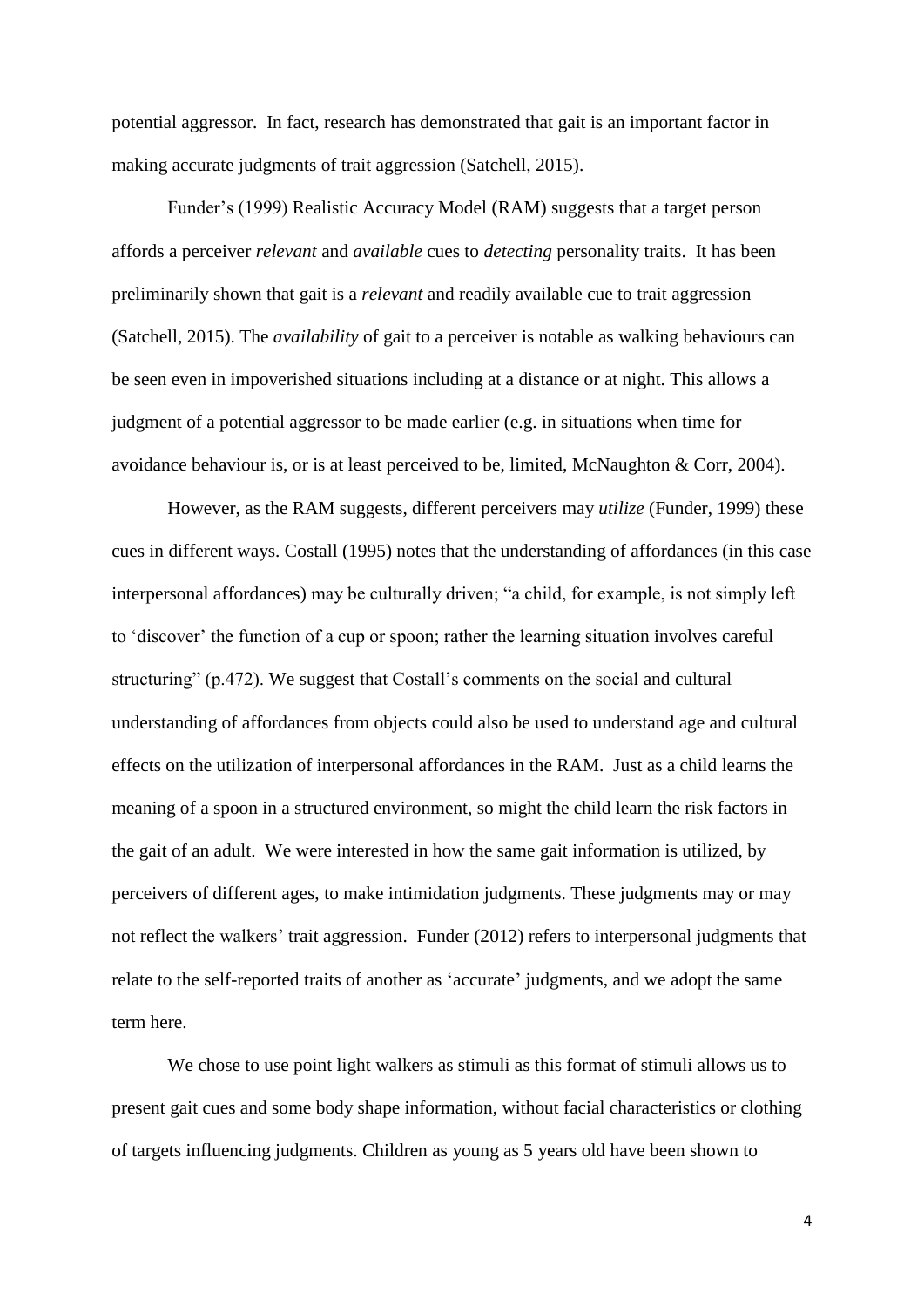potential aggressor. In fact, research has demonstrated that gait is an important factor in making accurate judgments of trait aggression (Satchell, 2015).

Funder's (1999) Realistic Accuracy Model (RAM) suggests that a target person affords a perceiver *relevant* and *available* cues to *detecting* personality traits. It has been preliminarily shown that gait is a *relevant* and readily available cue to trait aggression (Satchell, 2015). The *availability* of gait to a perceiver is notable as walking behaviours can be seen even in impoverished situations including at a distance or at night. This allows a judgment of a potential aggressor to be made earlier (e.g. in situations when time for avoidance behaviour is, or is at least perceived to be, limited, McNaughton & Corr, 2004).

However, as the RAM suggests, different perceivers may *utilize* (Funder, 1999) these cues in different ways. Costall (1995) notes that the understanding of affordances (in this case interpersonal affordances) may be culturally driven; "a child, for example, is not simply left to 'discover' the function of a cup or spoon; rather the learning situation involves careful structuring" (p.472). We suggest that Costall's comments on the social and cultural understanding of affordances from objects could also be used to understand age and cultural effects on the utilization of interpersonal affordances in the RAM. Just as a child learns the meaning of a spoon in a structured environment, so might the child learn the risk factors in the gait of an adult. We were interested in how the same gait information is utilized, by perceivers of different ages, to make intimidation judgments. These judgments may or may not reflect the walkers' trait aggression. Funder (2012) refers to interpersonal judgments that relate to the self-reported traits of another as 'accurate' judgments, and we adopt the same term here.

We chose to use point light walkers as stimuli as this format of stimuli allows us to present gait cues and some body shape information, without facial characteristics or clothing of targets influencing judgments. Children as young as 5 years old have been shown to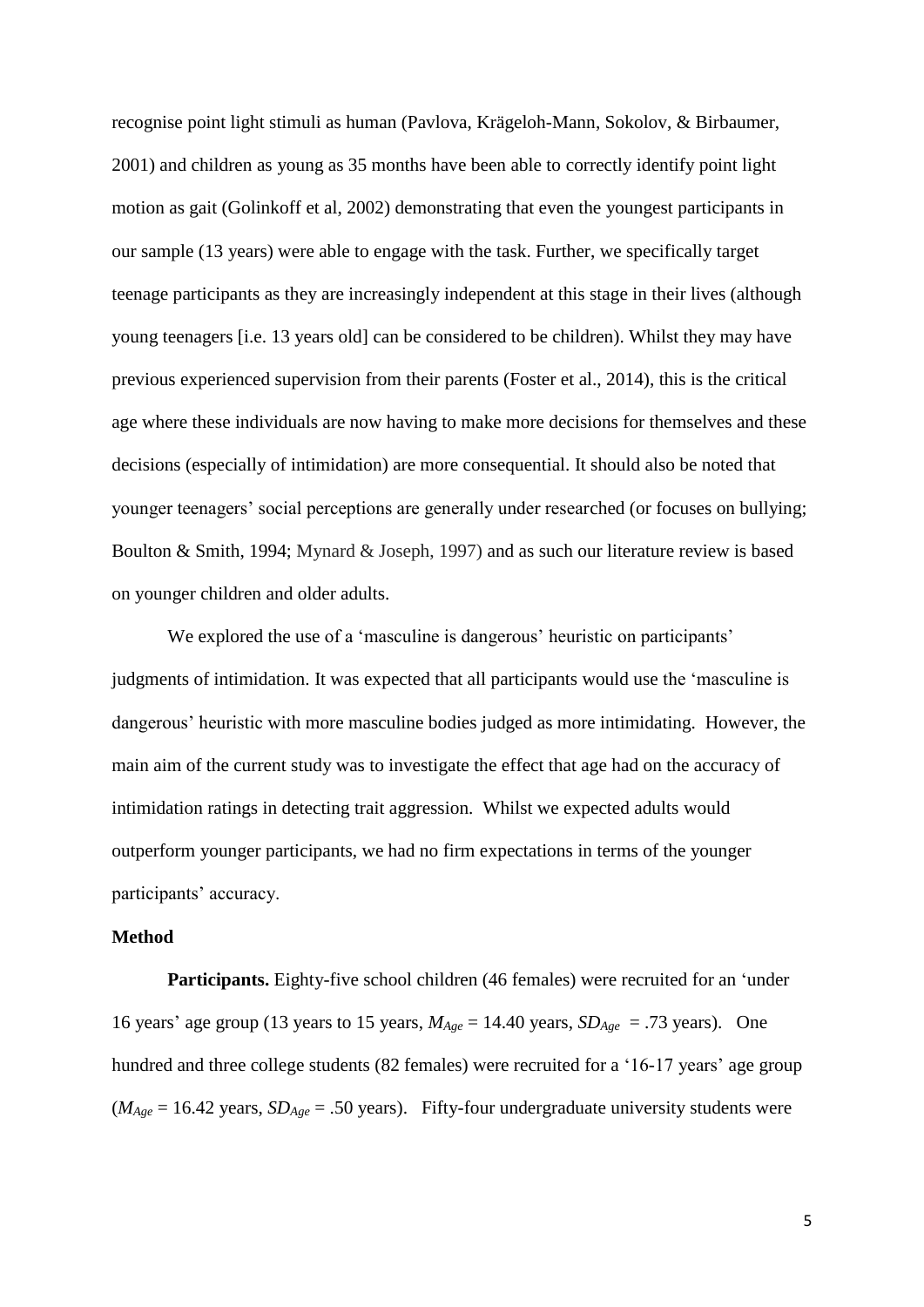recognise point light stimuli as human (Pavlova, Krägeloh-Mann, Sokolov, & Birbaumer, 2001) and children as young as 35 months have been able to correctly identify point light motion as gait (Golinkoff et al, 2002) demonstrating that even the youngest participants in our sample (13 years) were able to engage with the task. Further, we specifically target teenage participants as they are increasingly independent at this stage in their lives (although young teenagers [i.e. 13 years old] can be considered to be children). Whilst they may have previous experienced supervision from their parents (Foster et al., 2014), this is the critical age where these individuals are now having to make more decisions for themselves and these decisions (especially of intimidation) are more consequential. It should also be noted that younger teenagers' social perceptions are generally under researched (or focuses on bullying; Boulton & Smith, 1994; Mynard & Joseph, 1997) and as such our literature review is based on younger children and older adults.

We explored the use of a 'masculine is dangerous' heuristic on participants' judgments of intimidation. It was expected that all participants would use the 'masculine is dangerous' heuristic with more masculine bodies judged as more intimidating. However, the main aim of the current study was to investigate the effect that age had on the accuracy of intimidation ratings in detecting trait aggression. Whilst we expected adults would outperform younger participants, we had no firm expectations in terms of the younger participants' accuracy.

**Method**

**Participants.** Eighty-five school children (46 females) were recruited for an 'under 16 years' age group (13 years to 15 years, $M_{Age}$ = 14.40 years, $SD_{Age}$ = .73 years). One hundred and three college students (82 females) were recruited for a '16-17 years' age group ($M_{Age}$ = 16.42 years, $SD_{Age}$ = .50 years). Fifty-four undergraduate university students were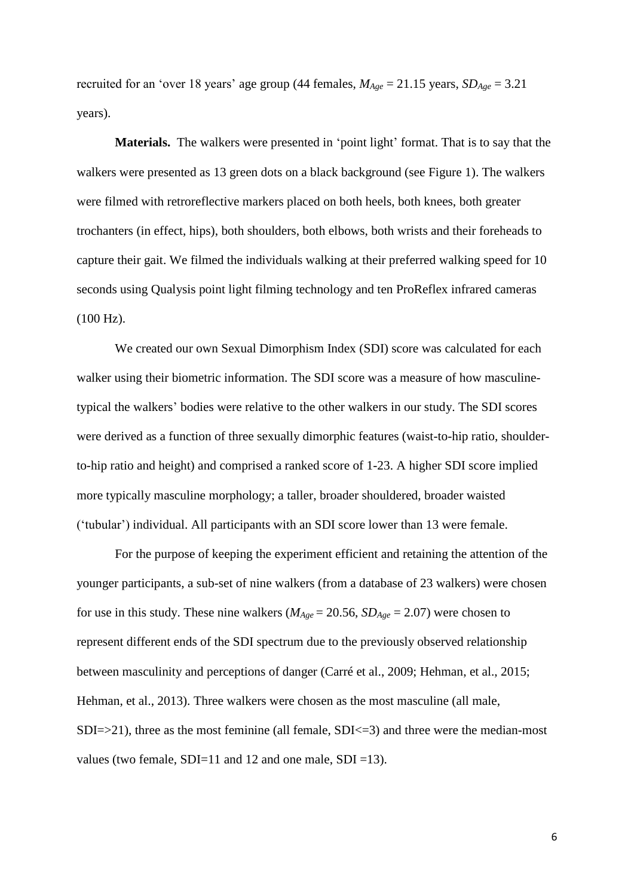recruited for an 'over 18 years' age group (44 females, $M_{Age}$ = 21.15 years, $SD_{Age}$ = 3.21 years).

**Materials.** The walkers were presented in 'point light' format. That is to say that the walkers were presented as 13 green dots on a black background (see Figure 1). The walkers were filmed with retroreflective markers placed on both heels, both knees, both greater trochanters (in effect, hips), both shoulders, both elbows, both wrists and their foreheads to capture their gait. We filmed the individuals walking at their preferred walking speed for 10 seconds using Qualysis point light filming technology and ten ProReflex infrared cameras (100 Hz).

We created our own Sexual Dimorphism Index (SDI) score was calculated for each walker using their biometric information. The SDI score was a measure of how masculine-typical the walkers' bodies were relative to the other walkers in our study. The SDI scores were derived as a function of three sexually dimorphic features (waist-to-hip ratio, shoulder-to-hip ratio and height) and comprised a ranked score of 1-23. A higher SDI score implied more typically masculine morphology; a taller, broader shouldered, broader waisted ('tubular') individual. All participants with an SDI score lower than 13 were female.

For the purpose of keeping the experiment efficient and retaining the attention of the younger participants, a sub-set of nine walkers (from a database of 23 walkers) were chosen for use in this study. These nine walkers ($M_{Age}$ = 20.56, $SD_{Age}$ = 2.07) were chosen to represent different ends of the SDI spectrum due to the previously observed relationship between masculinity and perceptions of danger (Carré et al., 2009; Hehman, et al., 2015; Hehman, et al., 2013). Three walkers were chosen as the most masculine (all male, SDI=>21), three as the most feminine (all female, SDI<=3) and three were the median-most values (two female, SDI=11 and 12 and one male, SDI =13).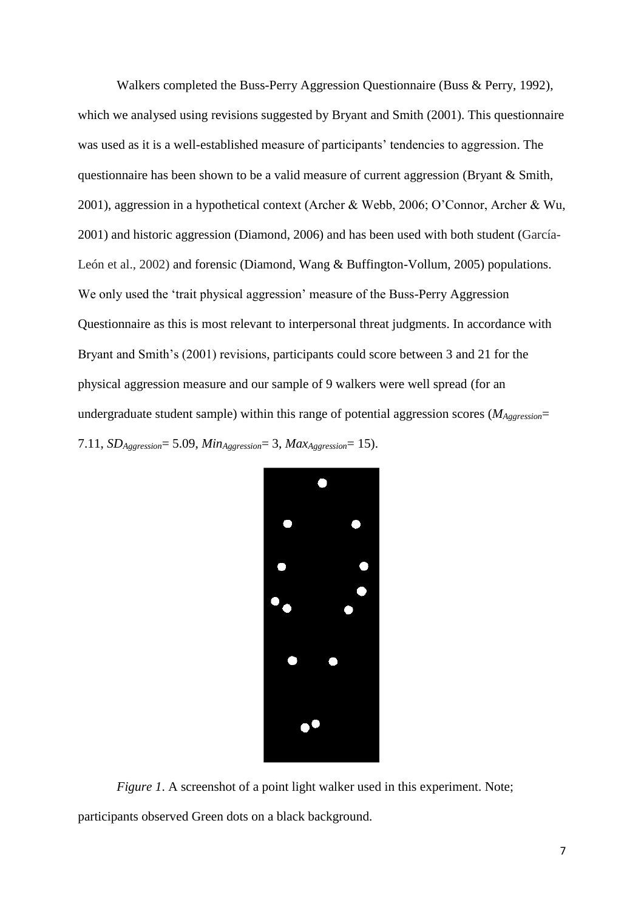Walkers completed the Buss-Perry Aggression Questionnaire (Buss & Perry, 1992), which we analysed using revisions suggested by Bryant and Smith (2001). This questionnaire was used as it is a well-established measure of participants' tendencies to aggression. The questionnaire has been shown to be a valid measure of current aggression (Bryant & Smith, 2001), aggression in a hypothetical context (Archer & Webb, 2006; O'Connor, Archer & Wu, 2001) and historic aggression (Diamond, 2006) and has been used with both student (García-León et al., 2002) and forensic (Diamond, Wang & Buffington-Vollum, 2005) populations. We only used the 'trait physical aggression' measure of the Buss-Perry Aggression Questionnaire as this is most relevant to interpersonal threat judgments. In accordance with Bryant and Smith's (2001) revisions, participants could score between 3 and 21 for the physical aggression measure and our sample of 9 walkers were well spread (for an undergraduate student sample) within this range of potential aggression scores ($M_{Aggression}$= 7.11, $SD_{Aggression}$= 5.09, $Min_{Aggression}$= 3, $Max_{Aggression}$= 15).

*Figure 1*. A screenshot of a point light walker used in this experiment. Note; participants observed Green dots on a black background.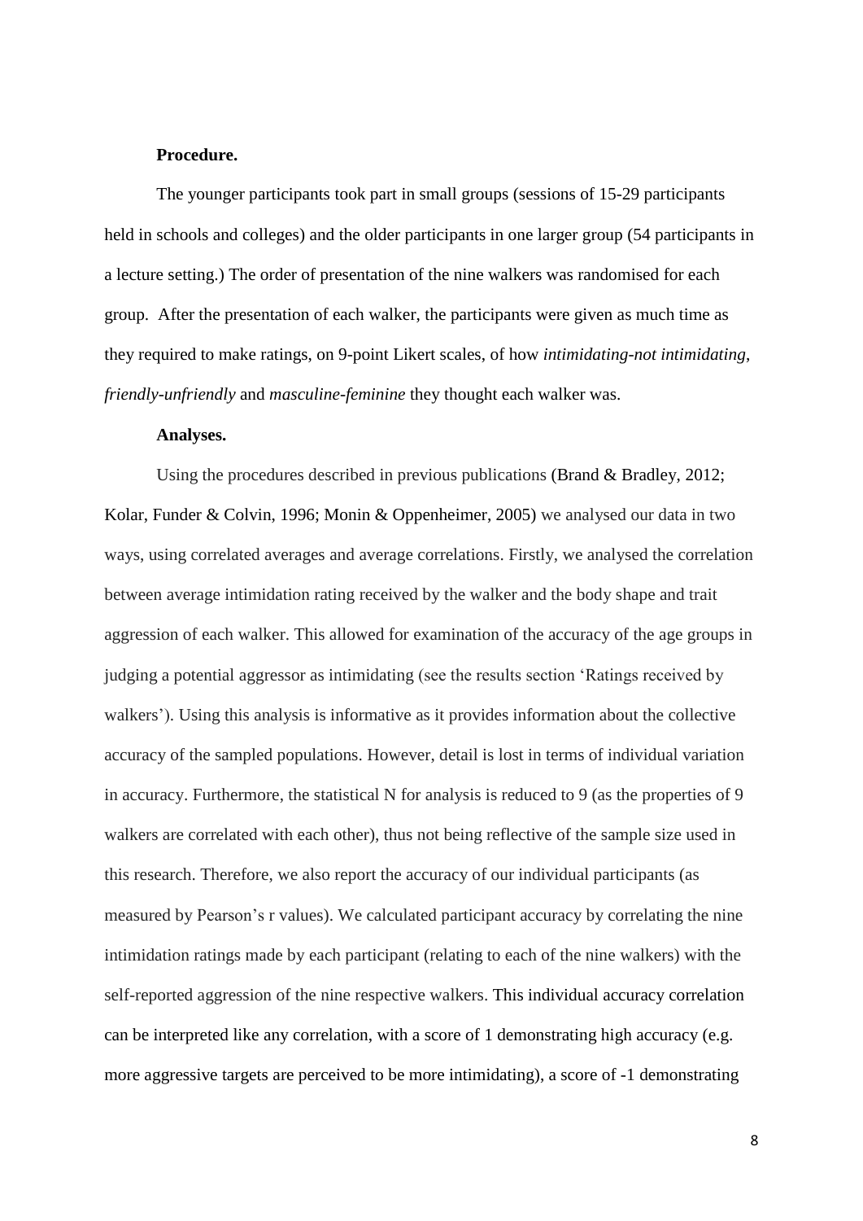**Procedure.**

The younger participants took part in small groups (sessions of 15-29 participants held in schools and colleges) and the older participants in one larger group (54 participants in a lecture setting.) The order of presentation of the nine walkers was randomised for each group. After the presentation of each walker, the participants were given as much time as they required to make ratings, on 9-point Likert scales, of how *intimidating-not intimidating*, *friendly-unfriendly* and *masculine-feminine* they thought each walker was.

**Analyses.**

Using the procedures described in previous publications (Brand & Bradley, 2012; Kolar, Funder & Colvin, 1996; Monin & Oppenheimer, 2005) we analysed our data in two ways, using correlated averages and average correlations. Firstly, we analysed the correlation between average intimidation rating received by the walker and the body shape and trait aggression of each walker. This allowed for examination of the accuracy of the age groups in judging a potential aggressor as intimidating (see the results section 'Ratings received by walkers'). Using this analysis is informative as it provides information about the collective accuracy of the sampled populations. However, detail is lost in terms of individual variation in accuracy. Furthermore, the statistical N for analysis is reduced to 9 (as the properties of 9 walkers are correlated with each other), thus not being reflective of the sample size used in this research. Therefore, we also report the accuracy of our individual participants (as measured by Pearson's r values). We calculated participant accuracy by correlating the nine intimidation ratings made by each participant (relating to each of the nine walkers) with the self-reported aggression of the nine respective walkers. This individual accuracy correlation can be interpreted like any correlation, with a score of 1 demonstrating high accuracy (e.g. more aggressive targets are perceived to be more intimidating), a score of -1 demonstrating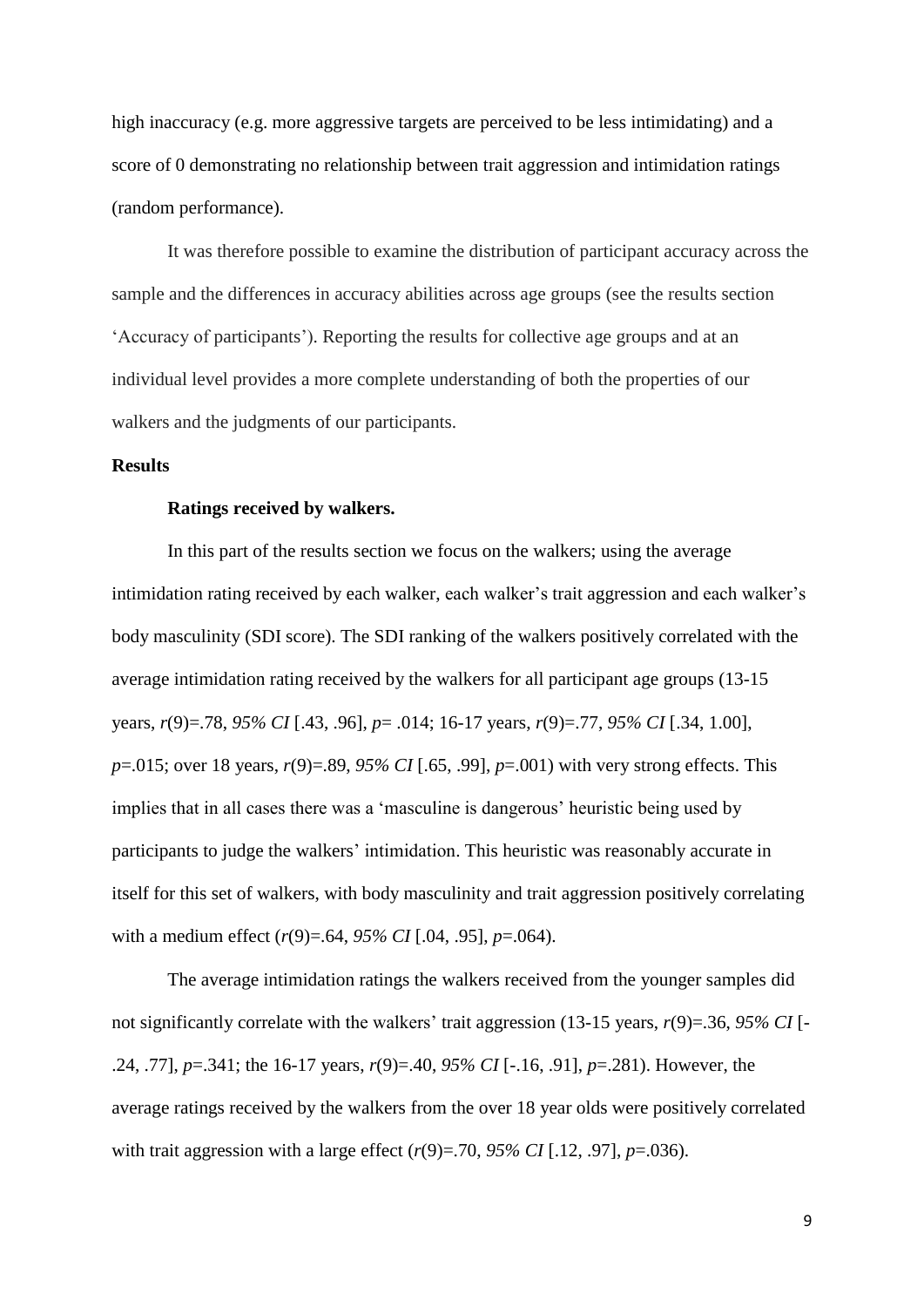high inaccuracy (e.g. more aggressive targets are perceived to be less intimidating) and a score of 0 demonstrating no relationship between trait aggression and intimidation ratings (random performance).

It was therefore possible to examine the distribution of participant accuracy across the sample and the differences in accuracy abilities across age groups (see the results section 'Accuracy of participants'). Reporting the results for collective age groups and at an individual level provides a more complete understanding of both the properties of our walkers and the judgments of our participants.

## Results

### Ratings received by walkers.

In this part of the results section we focus on the walkers; using the average intimidation rating received by each walker, each walker's trait aggression and each walker's body masculinity (SDI score). The SDI ranking of the walkers positively correlated with the average intimidation rating received by the walkers for all participant age groups (13-15 years, $r(9)=.78$, *95% CI* [.43, .96], $p=.014$; 16-17 years, $r(9)=.77$, *95% CI* [.34, 1.00], $p=.015$; over 18 years, $r(9)=.89$, *95% CI* [.65, .99], $p=.001$) with very strong effects. This implies that in all cases there was a 'masculine is dangerous' heuristic being used by participants to judge the walkers' intimidation. This heuristic was reasonably accurate in itself for this set of walkers, with body masculinity and trait aggression positively correlating with a medium effect ($r(9)=.64$, *95% CI* [.04, .95], $p=.064$).

The average intimidation ratings the walkers received from the younger samples did not significantly correlate with the walkers' trait aggression (13-15 years, $r(9)=.36$, *95% CI* [-.24, .77], $p=.341$; the 16-17 years, $r(9)=.40$, *95% CI* [-.16, .91], $p=.281$). However, the average ratings received by the walkers from the over 18 year olds were positively correlated with trait aggression with a large effect ($r(9)=.70$, *95% CI* [.12, .97], $p=.036$).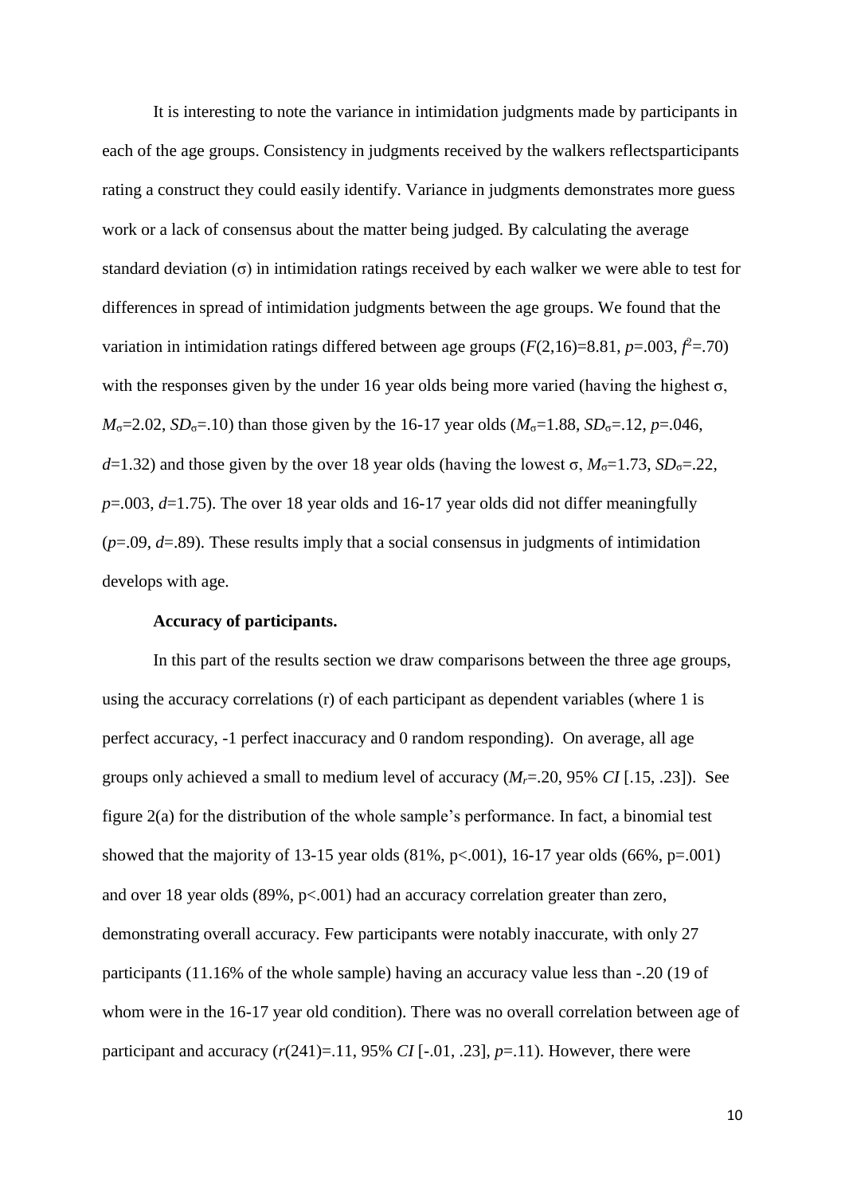It is interesting to note the variance in intimidation judgments made by participants in each of the age groups. Consistency in judgments received by the walkers reflectsparticipants rating a construct they could easily identify. Variance in judgments demonstrates more guess work or a lack of consensus about the matter being judged. By calculating the average standard deviation ($\sigma$) in intimidation ratings received by each walker we were able to test for differences in spread of intimidation judgments between the age groups. We found that the variation in intimidation ratings differed between age groups ($F(2,16)=8.81$, $p=.003$, $f^2=.70$) with the responses given by the under 16 year olds being more varied (having the highest $\sigma$, $M_\sigma=2.02$, $SD_\sigma=.10$) than those given by the 16-17 year olds ($M_\sigma=1.88$, $SD_\sigma=.12$, $p=.046$, $d=1.32$) and those given by the over 18 year olds (having the lowest $\sigma$, $M_\sigma=1.73$, $SD_\sigma=.22$, $p=.003$, $d=1.75$). The over 18 year olds and 16-17 year olds did not differ meaningfully ($p=.09$, $d=.89$). These results imply that a social consensus in judgments of intimidation develops with age.

**Accuracy of participants.**

In this part of the results section we draw comparisons between the three age groups, using the accuracy correlations (r) of each participant as dependent variables (where 1 is perfect accuracy, -1 perfect inaccuracy and 0 random responding). On average, all age groups only achieved a small to medium level of accuracy ($M_r=.20$, 95% *CI* [.15, .23]). See figure 2(a) for the distribution of the whole sample's performance. In fact, a binomial test showed that the majority of 13-15 year olds (81%, $p<.001$), 16-17 year olds (66%, $p=.001$) and over 18 year olds (89%, $p<.001$) had an accuracy correlation greater than zero, demonstrating overall accuracy. Few participants were notably inaccurate, with only 27 participants (11.16% of the whole sample) having an accuracy value less than -.20 (19 of whom were in the 16-17 year old condition). There was no overall correlation between age of participant and accuracy ($r(241)=.11$, 95% *CI* [-.01, .23], $p=.11$). However, there were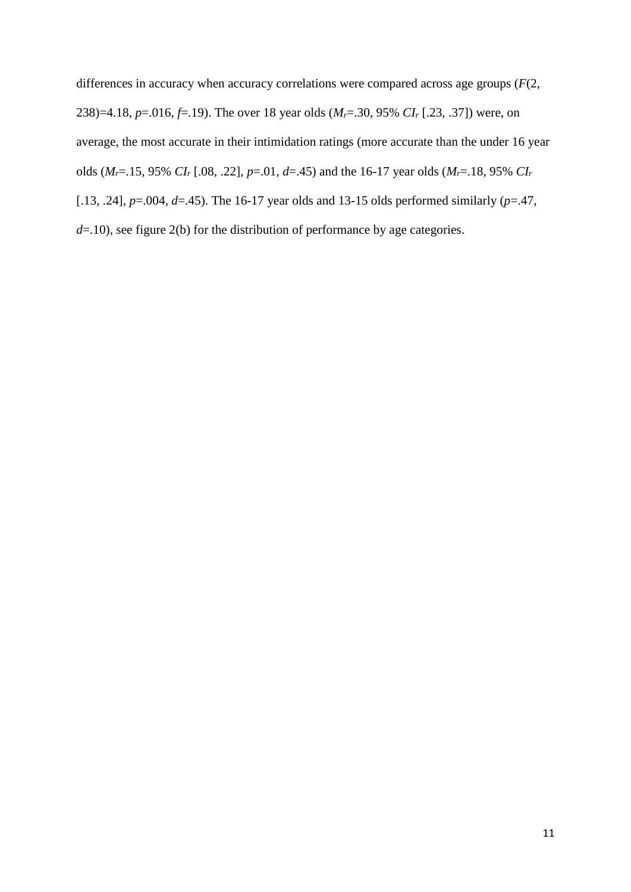differences in accuracy when accuracy correlations were compared across age groups ($F(2, 238)=4.18$, $p=.016$, $f=.19$). The over 18 year olds ($M_r=.30$, 95% $CI_r$ [.23, .37]) were, on average, the most accurate in their intimidation ratings (more accurate than the under 16 year olds ($M_r=.15$, 95% $CI_r$ [.08, .22], $p=.01$, $d=.45$) and the 16-17 year olds ($M_r=.18$, 95% $CI_r$ [.13, .24], $p=.004$, $d=.45$). The 16-17 year olds and 13-15 olds performed similarly ($p=.47$, $d=.10$), see figure 2(b) for the distribution of performance by age categories.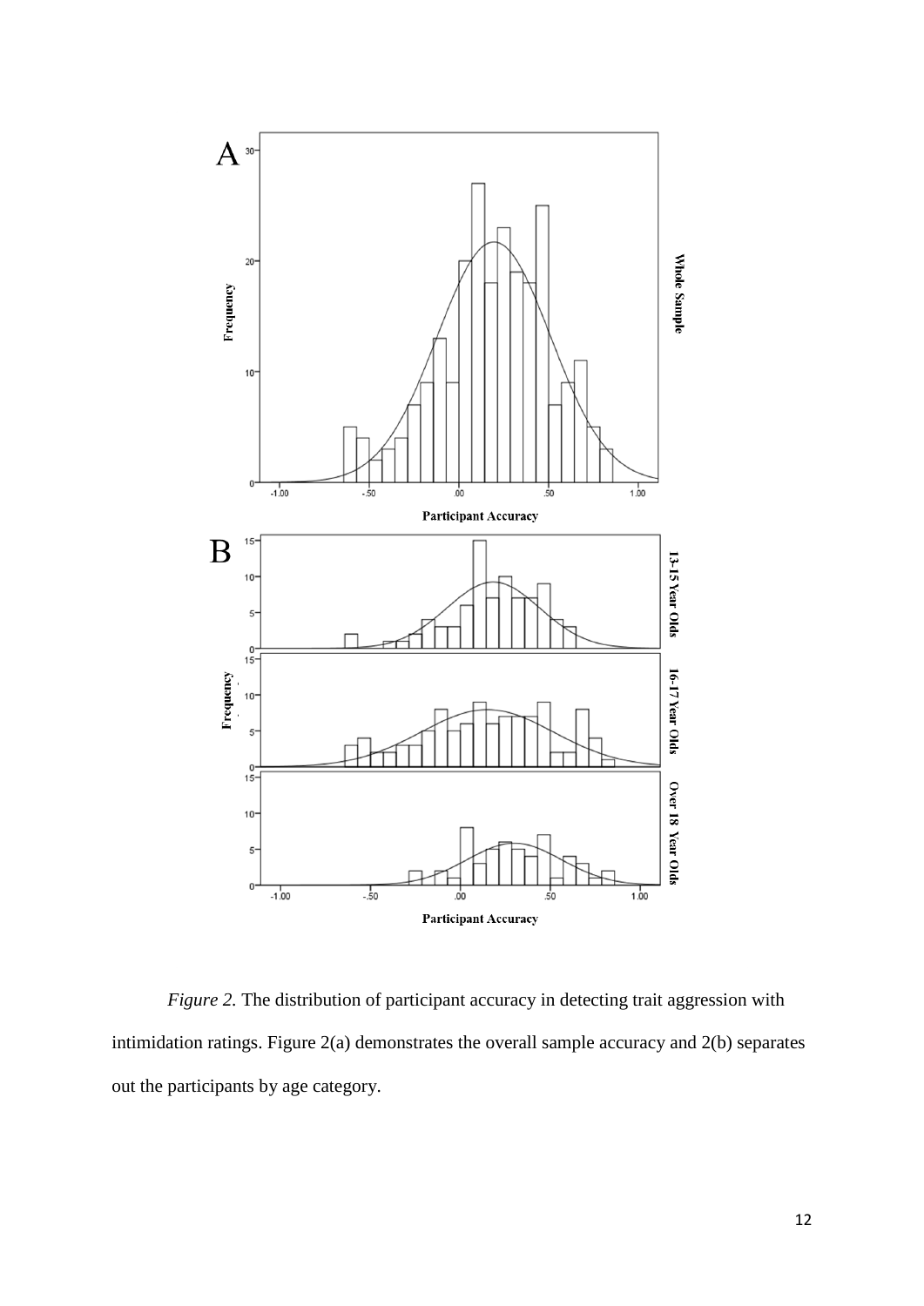*Figure 2.* The distribution of participant accuracy in detecting trait aggression with intimidation ratings. Figure 2(a) demonstrates the overall sample accuracy and 2(b) separates out the participants by age category.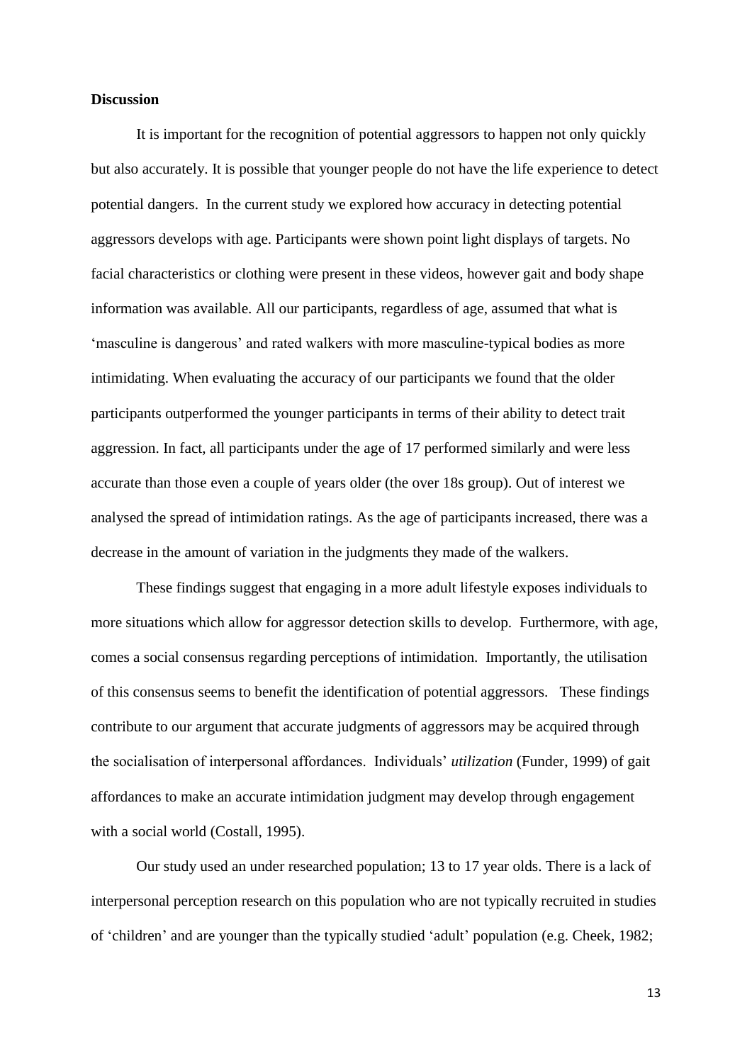**Discussion**

It is important for the recognition of potential aggressors to happen not only quickly but also accurately. It is possible that younger people do not have the life experience to detect potential dangers. In the current study we explored how accuracy in detecting potential aggressors develops with age. Participants were shown point light displays of targets. No facial characteristics or clothing were present in these videos, however gait and body shape information was available. All our participants, regardless of age, assumed that what is 'masculine is dangerous' and rated walkers with more masculine-typical bodies as more intimidating. When evaluating the accuracy of our participants we found that the older participants outperformed the younger participants in terms of their ability to detect trait aggression. In fact, all participants under the age of 17 performed similarly and were less accurate than those even a couple of years older (the over 18s group). Out of interest we analysed the spread of intimidation ratings. As the age of participants increased, there was a decrease in the amount of variation in the judgments they made of the walkers.

These findings suggest that engaging in a more adult lifestyle exposes individuals to more situations which allow for aggressor detection skills to develop. Furthermore, with age, comes a social consensus regarding perceptions of intimidation. Importantly, the utilisation of this consensus seems to benefit the identification of potential aggressors. These findings contribute to our argument that accurate judgments of aggressors may be acquired through the socialisation of interpersonal affordances. Individuals' *utilization* (Funder, 1999) of gait affordances to make an accurate intimidation judgment may develop through engagement with a social world (Costall, 1995).

Our study used an under researched population; 13 to 17 year olds. There is a lack of interpersonal perception research on this population who are not typically recruited in studies of 'children' and are younger than the typically studied 'adult' population (e.g. Cheek, 1982;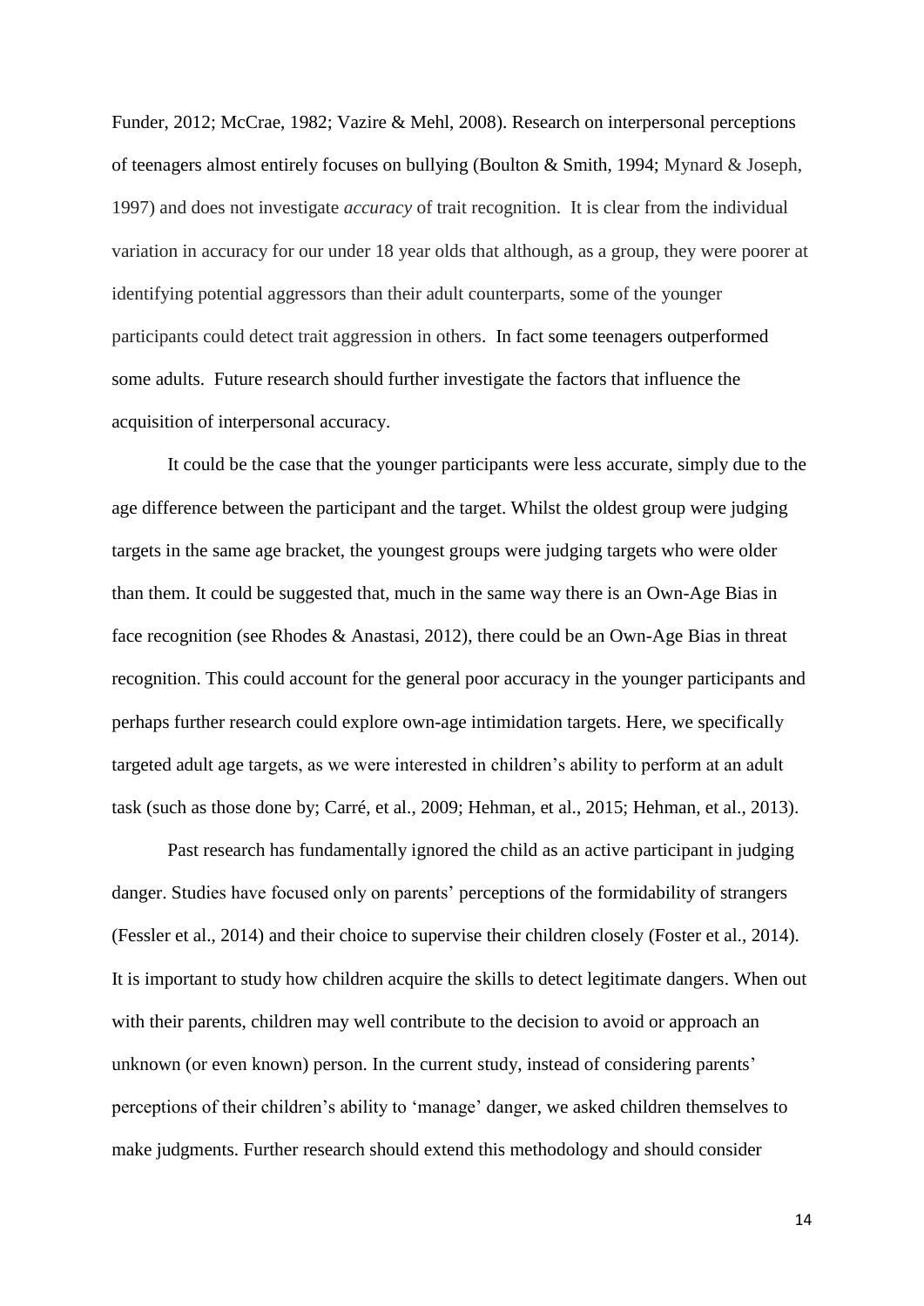Funder, 2012; McCrae, 1982; Vazire & Mehl, 2008). Research on interpersonal perceptions of teenagers almost entirely focuses on bullying (Boulton & Smith, 1994; Mynard & Joseph, 1997) and does not investigate *accuracy* of trait recognition. It is clear from the individual variation in accuracy for our under 18 year olds that although, as a group, they were poorer at identifying potential aggressors than their adult counterparts, some of the younger participants could detect trait aggression in others. In fact some teenagers outperformed some adults. Future research should further investigate the factors that influence the acquisition of interpersonal accuracy.

It could be the case that the younger participants were less accurate, simply due to the age difference between the participant and the target. Whilst the oldest group were judging targets in the same age bracket, the youngest groups were judging targets who were older than them. It could be suggested that, much in the same way there is an Own-Age Bias in face recognition (see Rhodes & Anastasi, 2012), there could be an Own-Age Bias in threat recognition. This could account for the general poor accuracy in the younger participants and perhaps further research could explore own-age intimidation targets. Here, we specifically targeted adult age targets, as we were interested in children's ability to perform at an adult task (such as those done by; Carré, et al., 2009; Hehman, et al., 2015; Hehman, et al., 2013).

Past research has fundamentally ignored the child as an active participant in judging danger. Studies have focused only on parents' perceptions of the formidability of strangers (Fessler et al., 2014) and their choice to supervise their children closely (Foster et al., 2014). It is important to study how children acquire the skills to detect legitimate dangers. When out with their parents, children may well contribute to the decision to avoid or approach an unknown (or even known) person. In the current study, instead of considering parents' perceptions of their children's ability to 'manage' danger, we asked children themselves to make judgments. Further research should extend this methodology and should consider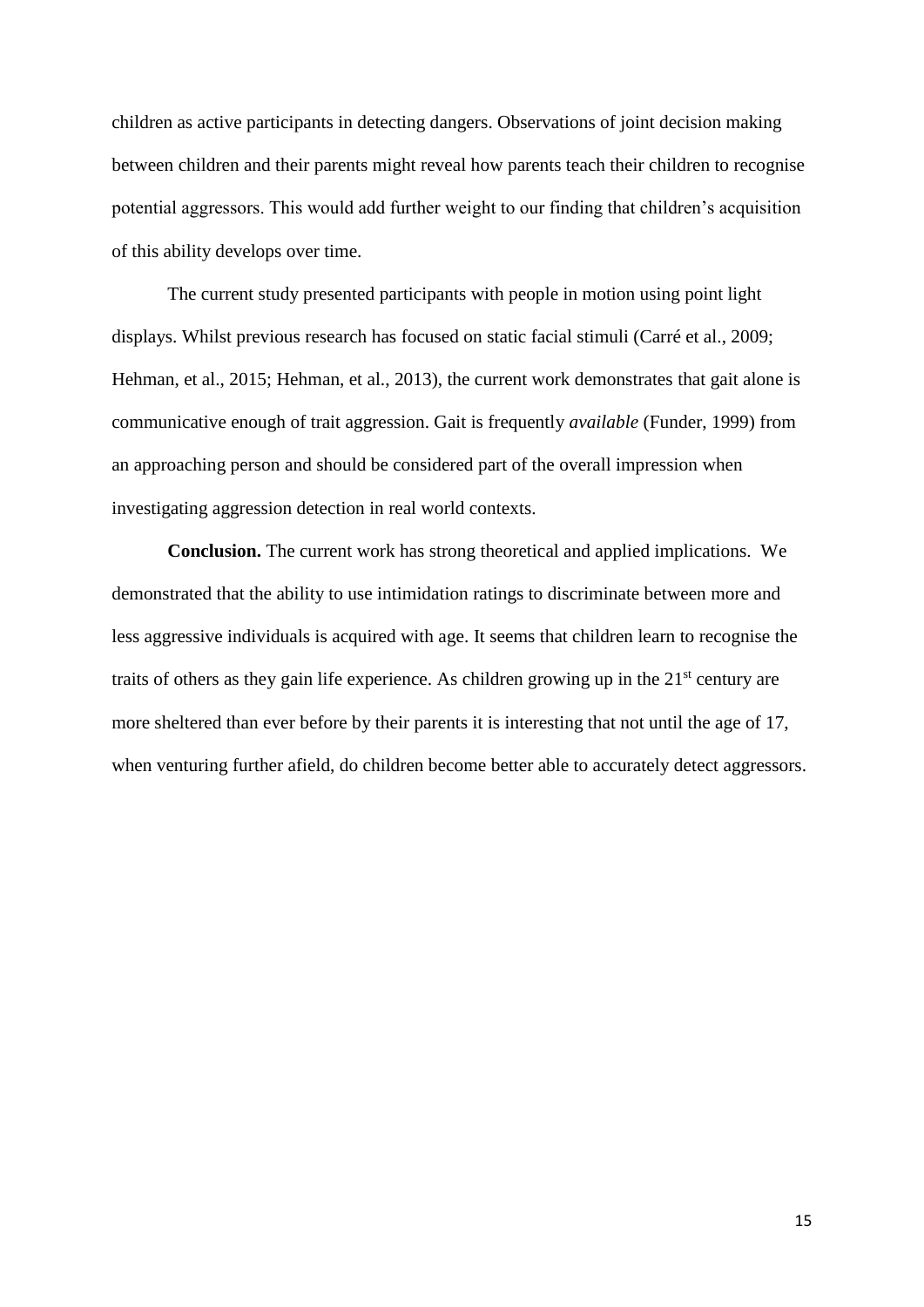children as active participants in detecting dangers. Observations of joint decision making between children and their parents might reveal how parents teach their children to recognise potential aggressors. This would add further weight to our finding that children's acquisition of this ability develops over time.

The current study presented participants with people in motion using point light displays. Whilst previous research has focused on static facial stimuli (Carré et al., 2009; Hehman, et al., 2015; Hehman, et al., 2013), the current work demonstrates that gait alone is communicative enough of trait aggression. Gait is frequently *available* (Funder, 1999) from an approaching person and should be considered part of the overall impression when investigating aggression detection in real world contexts.

**Conclusion.** The current work has strong theoretical and applied implications. We demonstrated that the ability to use intimidation ratings to discriminate between more and less aggressive individuals is acquired with age. It seems that children learn to recognise the traits of others as they gain life experience. As children growing up in the 21st century are more sheltered than ever before by their parents it is interesting that not until the age of 17, when venturing further afield, do children become better able to accurately detect aggressors.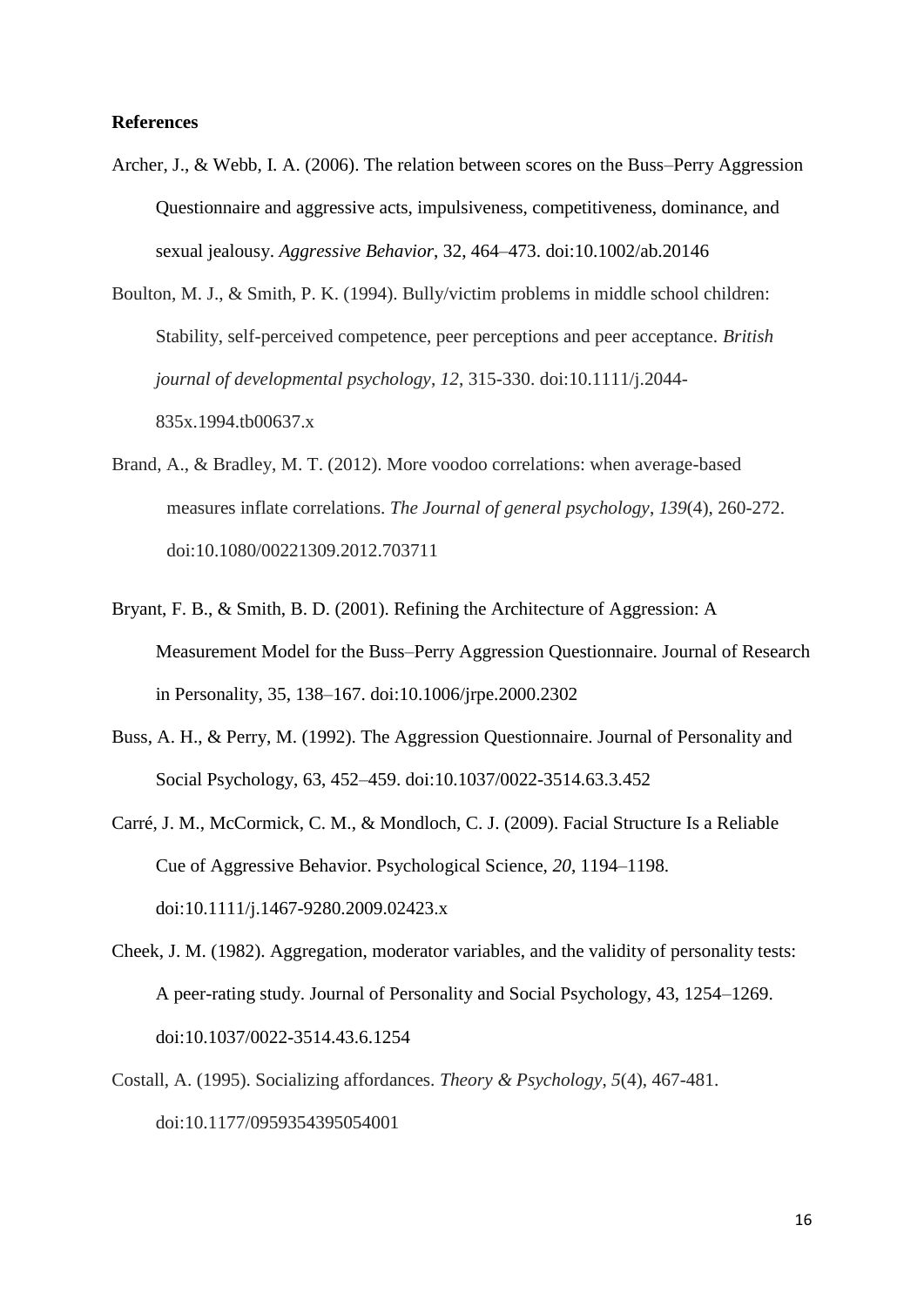**References**

Archer, J., & Webb, I. A. (2006). The relation between scores on the Buss–Perry Aggression Questionnaire and aggressive acts, impulsiveness, competitiveness, dominance, and sexual jealousy. *Aggressive Behavior*, 32, 464–473. doi:10.1002/ab.20146

Boulton, M. J., & Smith, P. K. (1994). Bully/victim problems in middle school children: Stability, self-perceived competence, peer perceptions and peer acceptance. *British journal of developmental psychology*, *12*, 315-330. doi:10.1111/j.2044-835x.1994.tb00637.x

Brand, A., & Bradley, M. T. (2012). More voodoo correlations: when average-based measures inflate correlations. *The Journal of general psychology*, *139*(4), 260-272. doi:10.1080/00221309.2012.703711

Bryant, F. B., & Smith, B. D. (2001). Refining the Architecture of Aggression: A Measurement Model for the Buss–Perry Aggression Questionnaire. Journal of Research in Personality, 35, 138–167. doi:10.1006/jrpe.2000.2302

Buss, A. H., & Perry, M. (1992). The Aggression Questionnaire. Journal of Personality and Social Psychology, 63, 452–459. doi:10.1037/0022-3514.63.3.452

Carré, J. M., McCormick, C. M., & Mondloch, C. J. (2009). Facial Structure Is a Reliable Cue of Aggressive Behavior. Psychological Science, *20*, 1194–1198. doi:10.1111/j.1467-9280.2009.02423.x

Cheek, J. M. (1982). Aggregation, moderator variables, and the validity of personality tests: A peer-rating study. Journal of Personality and Social Psychology, 43, 1254–1269. doi:10.1037/0022-3514.43.6.1254

Costall, A. (1995). Socializing affordances. *Theory & Psychology*, *5*(4), 467-481. doi:10.1177/0959354395054001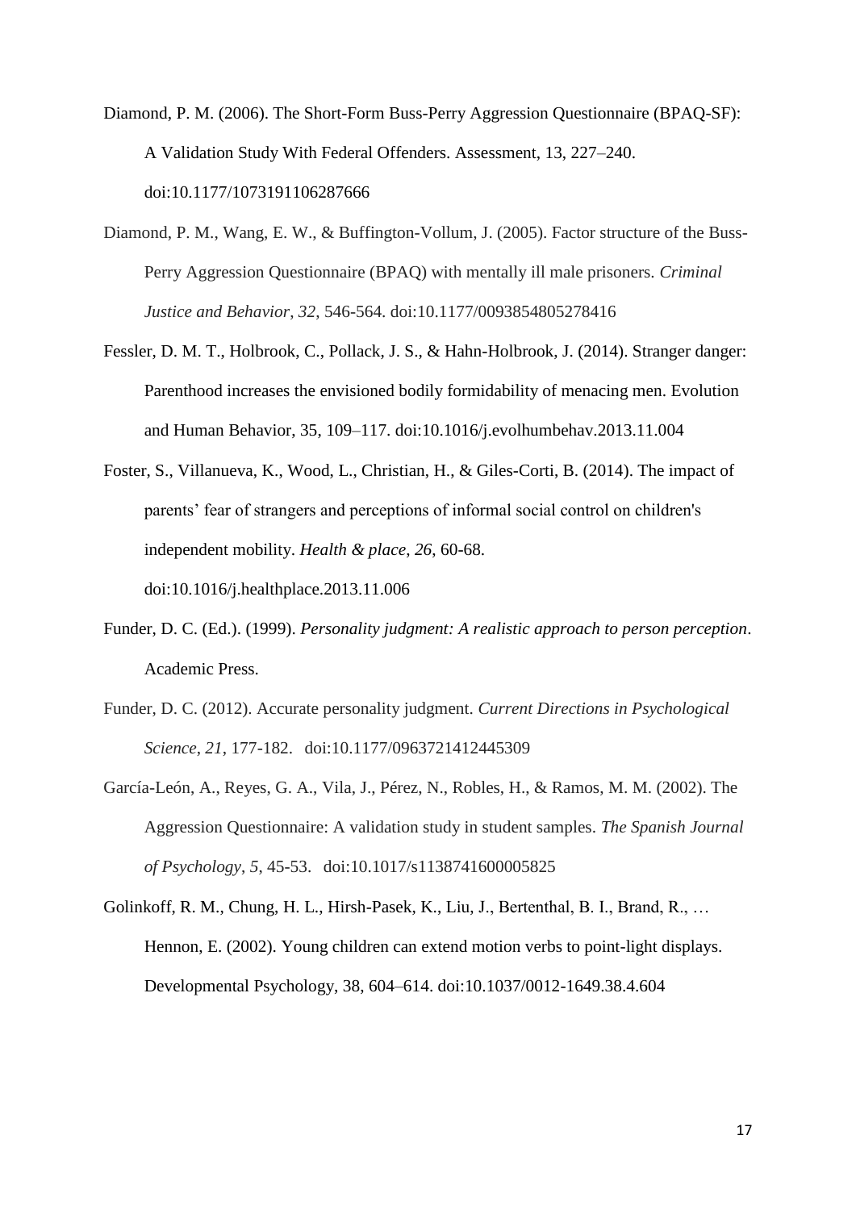Diamond, P. M. (2006). The Short-Form Buss-Perry Aggression Questionnaire (BPAQ-SF): A Validation Study With Federal Offenders. Assessment, 13, 227–240. doi:10.1177/1073191106287666

Diamond, P. M., Wang, E. W., & Buffington-Vollum, J. (2005). Factor structure of the Buss-Perry Aggression Questionnaire (BPAQ) with mentally ill male prisoners. *Criminal Justice and Behavior*, *32*, 546-564. doi:10.1177/0093854805278416

Fessler, D. M. T., Holbrook, C., Pollack, J. S., & Hahn-Holbrook, J. (2014). Stranger danger: Parenthood increases the envisioned bodily formidability of menacing men. Evolution and Human Behavior, 35, 109–117. doi:10.1016/j.evolhumbehav.2013.11.004

Foster, S., Villanueva, K., Wood, L., Christian, H., & Giles-Corti, B. (2014). The impact of parents' fear of strangers and perceptions of informal social control on children's independent mobility. *Health & place*, *26*, 60-68. doi:10.1016/j.healthplace.2013.11.006

Funder, D. C. (Ed.). (1999). *Personality judgment: A realistic approach to person perception*. Academic Press.

Funder, D. C. (2012). Accurate personality judgment. *Current Directions in Psychological Science*, *21*, 177-182. doi:10.1177/0963721412445309

García-León, A., Reyes, G. A., Vila, J., Pérez, N., Robles, H., & Ramos, M. M. (2002). The Aggression Questionnaire: A validation study in student samples. *The Spanish Journal of Psychology*, *5*, 45-53. doi:10.1017/s1138741600005825

Golinkoff, R. M., Chung, H. L., Hirsh-Pasek, K., Liu, J., Bertenthal, B. I., Brand, R., … Hennon, E. (2002). Young children can extend motion verbs to point-light displays. Developmental Psychology, 38, 604–614. doi:10.1037/0012-1649.38.4.604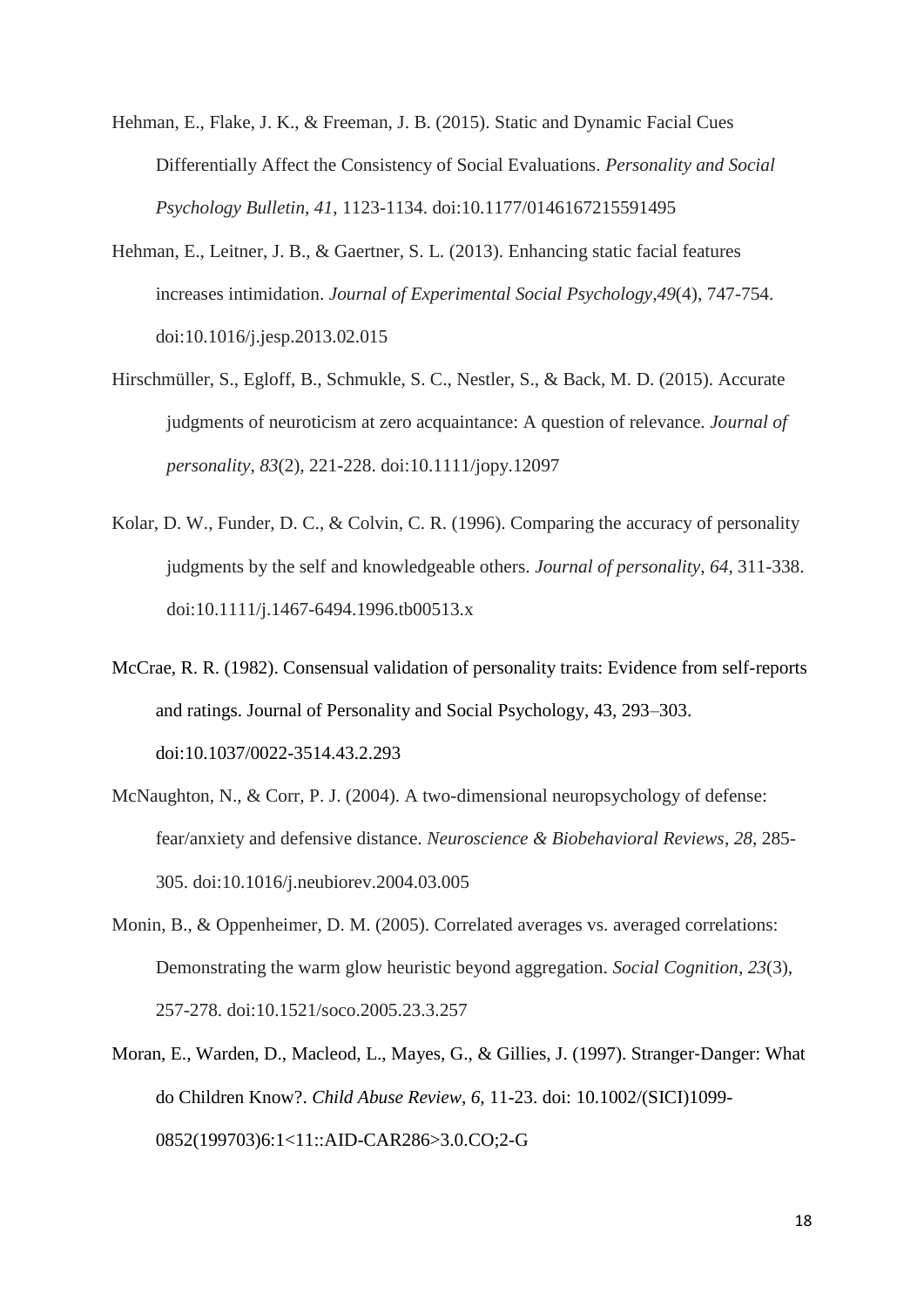Hehman, E., Flake, J. K., & Freeman, J. B. (2015). Static and Dynamic Facial Cues Differentially Affect the Consistency of Social Evaluations. *Personality and Social Psychology Bulletin, 41*, 1123-1134. doi:10.1177/0146167215591495

Hehman, E., Leitner, J. B., & Gaertner, S. L. (2013). Enhancing static facial features increases intimidation. *Journal of Experimental Social Psychology*,*49*(4), 747-754. doi:10.1016/j.jesp.2013.02.015

Hirschmüller, S., Egloff, B., Schmukle, S. C., Nestler, S., & Back, M. D. (2015). Accurate judgments of neuroticism at zero acquaintance: A question of relevance. *Journal of personality*, *83*(2), 221-228. doi:10.1111/jopy.12097

Kolar, D. W., Funder, D. C., & Colvin, C. R. (1996). Comparing the accuracy of personality judgments by the self and knowledgeable others. *Journal of personality*, *64*, 311-338. doi:10.1111/j.1467-6494.1996.tb00513.x

McCrae, R. R. (1982). Consensual validation of personality traits: Evidence from self-reports and ratings. Journal of Personality and Social Psychology, 43, 293–303. doi:10.1037/0022-3514.43.2.293

McNaughton, N., & Corr, P. J. (2004). A two-dimensional neuropsychology of defense: fear/anxiety and defensive distance. *Neuroscience & Biobehavioral Reviews*, *28*, 285-305. doi:10.1016/j.neubiorev.2004.03.005

Monin, B., & Oppenheimer, D. M. (2005). Correlated averages vs. averaged correlations: Demonstrating the warm glow heuristic beyond aggregation. *Social Cognition*, *23*(3), 257-278. doi:10.1521/soco.2005.23.3.257

Moran, E., Warden, D., Macleod, L., Mayes, G., & Gillies, J. (1997). Stranger-Danger: What do Children Know?. *Child Abuse Review, 6*, 11-23. doi: 10.1002/(SICI)1099-0852(199703)6:1<11::AID-CAR286>3.0.CO;2-G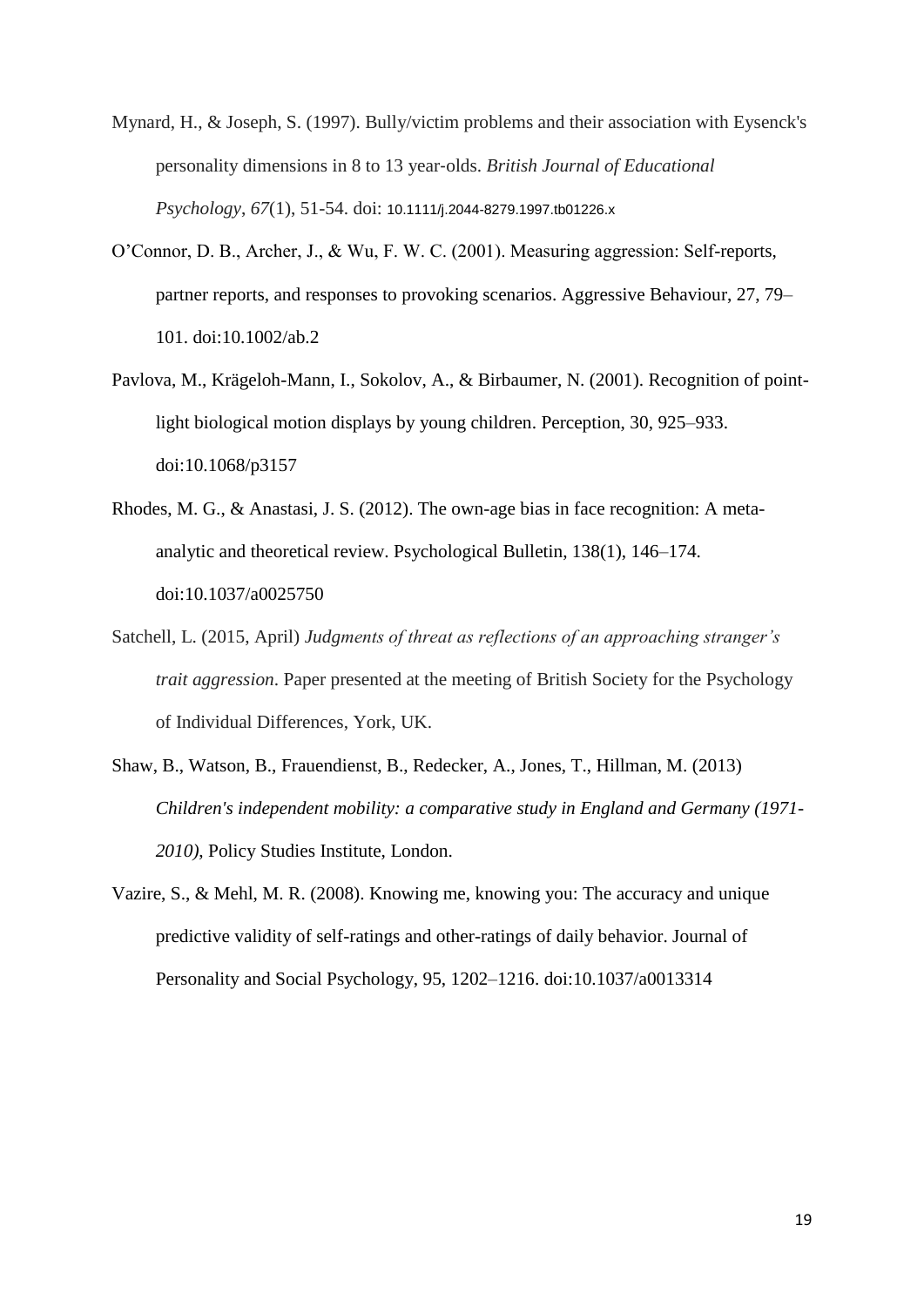Mynard, H., & Joseph, S. (1997). Bully/victim problems and their association with Eysenck's personality dimensions in 8 to 13 year-olds. *British Journal of Educational Psychology*, *67*(1), 51-54. doi: 10.1111/j.2044-8279.1997.tb01226.x

O'Connor, D. B., Archer, J., & Wu, F. W. C. (2001). Measuring aggression: Self-reports, partner reports, and responses to provoking scenarios. Aggressive Behaviour, 27, 79–101. doi:10.1002/ab.2

Pavlova, M., Krägeloh-Mann, I., Sokolov, A., & Birbaumer, N. (2001). Recognition of point-light biological motion displays by young children. Perception, 30, 925–933. doi:10.1068/p3157

Rhodes, M. G., & Anastasi, J. S. (2012). The own-age bias in face recognition: A meta-analytic and theoretical review. Psychological Bulletin, 138(1), 146–174. doi:10.1037/a0025750

Satchell, L. (2015, April) *Judgments of threat as reflections of an approaching stranger's trait aggression*. Paper presented at the meeting of British Society for the Psychology of Individual Differences, York, UK.

Shaw, B., Watson, B., Frauendienst, B., Redecker, A., Jones, T., Hillman, M. (2013) *Children's independent mobility: a comparative study in England and Germany (1971-2010)*, Policy Studies Institute, London.

Vazire, S., & Mehl, M. R. (2008). Knowing me, knowing you: The accuracy and unique predictive validity of self-ratings and other-ratings of daily behavior. Journal of Personality and Social Psychology, 95, 1202–1216. doi:10.1037/a0013314